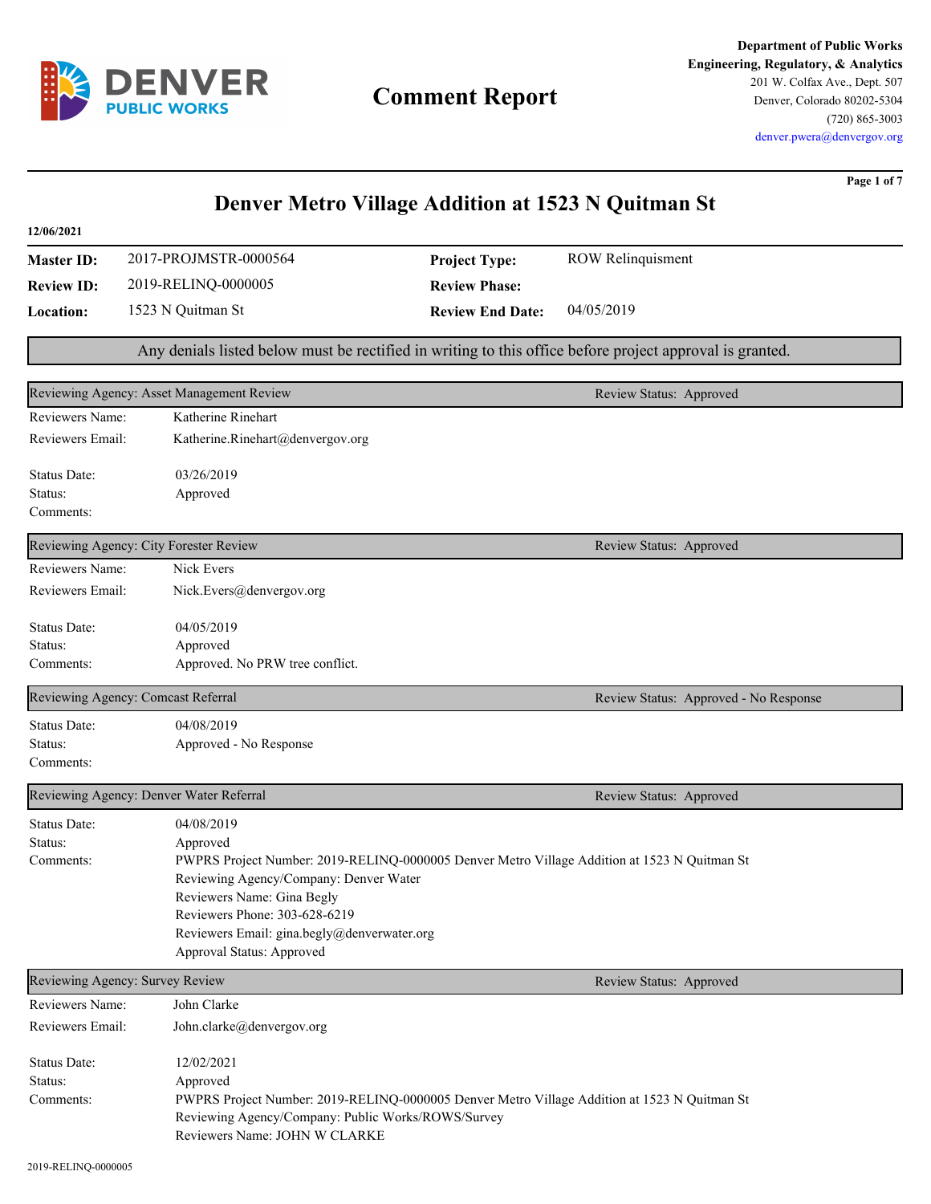**Department of Public Works**
**Engineering, Regulatory, & Analytics**
201 W. Colfax Ave., Dept. 507
Denver, Colorado 80202-5304
(720) 865-3003
denver.pwera@denvergov.org

# Comment Report

## Denver Metro Village Addition at 1523 N Quitman St

**12/06/2021**

| | | | |
|---|---|---|---|
| **Master ID:** | 2017-PROJMSTR-0000564 | **Project Type:** | ROW Relinquisment |
| **Review ID:** | 2019-RELINQ-0000005 | **Review Phase:** | |
| **Location:** | 1523 N Quitman St | **Review End Date:** | 04/05/2019 |

Any denials listed below must be rectified in writing to this office before project approval is granted.

### Reviewing Agency: Asset Management Review — Review Status: Approved

Reviewers Name: Katherine Rinehart
Reviewers Email: Katherine.Rinehart@denvergov.org

Status Date: 03/26/2019
Status: Approved
Comments:

### Reviewing Agency: City Forester Review — Review Status: Approved

Reviewers Name: Nick Evers
Reviewers Email: Nick.Evers@denvergov.org

Status Date: 04/05/2019
Status: Approved
Comments: Approved. No PRW tree conflict.

### Reviewing Agency: Comcast Referral — Review Status: Approved - No Response

Status Date: 04/08/2019
Status: Approved - No Response
Comments:

### Reviewing Agency: Denver Water Referral — Review Status: Approved

Status Date: 04/08/2019
Status: Approved
Comments: PWPRS Project Number: 2019-RELINQ-0000005 Denver Metro Village Addition at 1523 N Quitman St
Reviewing Agency/Company: Denver Water
Reviewers Name: Gina Begly
Reviewers Phone: 303-628-6219
Reviewers Email: gina.begly@denverwater.org
Approval Status: Approved

### Reviewing Agency: Survey Review — Review Status: Approved

Reviewers Name: John Clarke
Reviewers Email: John.clarke@denvergov.org

Status Date: 12/02/2021
Status: Approved
Comments: PWPRS Project Number: 2019-RELINQ-0000005 Denver Metro Village Addition at 1523 N Quitman St
Reviewing Agency/Company: Public Works/ROWS/Survey
Reviewers Name: JOHN W CLARKE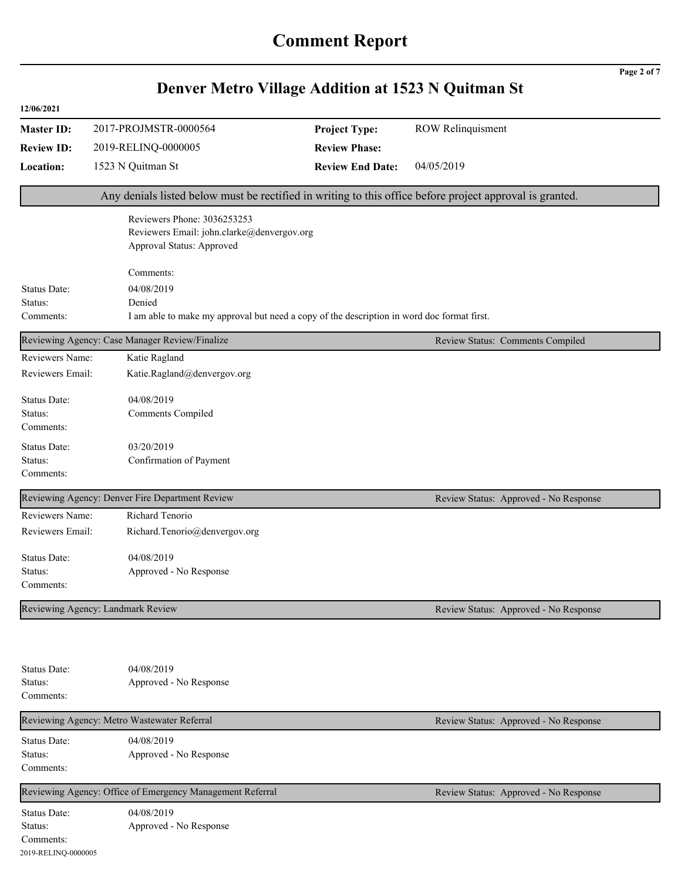# Comment Report

## Denver Metro Village Addition at 1523 N Quitman St

12/06/2021

| | | | |
|---|---|---|---|
| **Master ID:** | 2017-PROJMSTR-0000564 | **Project Type:** | ROW Relinquisment |
| **Review ID:** | 2019-RELINQ-0000005 | **Review Phase:** | |
| **Location:** | 1523 N Quitman St | **Review End Date:** | 04/05/2019 |

Any denials listed below must be rectified in writing to this office before project approval is granted.

Reviewers Phone: 3036253253
Reviewers Email: john.clarke@denvergov.org
Approval Status: Approved

Comments:

Status Date: 04/08/2019
Status: Denied
Comments: I am able to make my approval but need a copy of the description in word doc format first.

---

**Reviewing Agency: Case Manager Review/Finalize** — Review Status: Comments Compiled

Reviewers Name: Katie Ragland
Reviewers Email: Katie.Ragland@denvergov.org

Status Date: 04/08/2019
Status: Comments Compiled
Comments:

Status Date: 03/20/2019
Status: Confirmation of Payment
Comments:

---

**Reviewing Agency: Denver Fire Department Review** — Review Status: Approved - No Response

Reviewers Name: Richard Tenorio
Reviewers Email: Richard.Tenorio@denvergov.org

Status Date: 04/08/2019
Status: Approved - No Response
Comments:

---

**Reviewing Agency: Landmark Review** — Review Status: Approved - No Response

Status Date: 04/08/2019
Status: Approved - No Response
Comments:

---

**Reviewing Agency: Metro Wastewater Referral** — Review Status: Approved - No Response

Status Date: 04/08/2019
Status: Approved - No Response
Comments:

---

**Reviewing Agency: Office of Emergency Management Referral** — Review Status: Approved - No Response

Status Date: 04/08/2019
Status: Approved - No Response
Comments: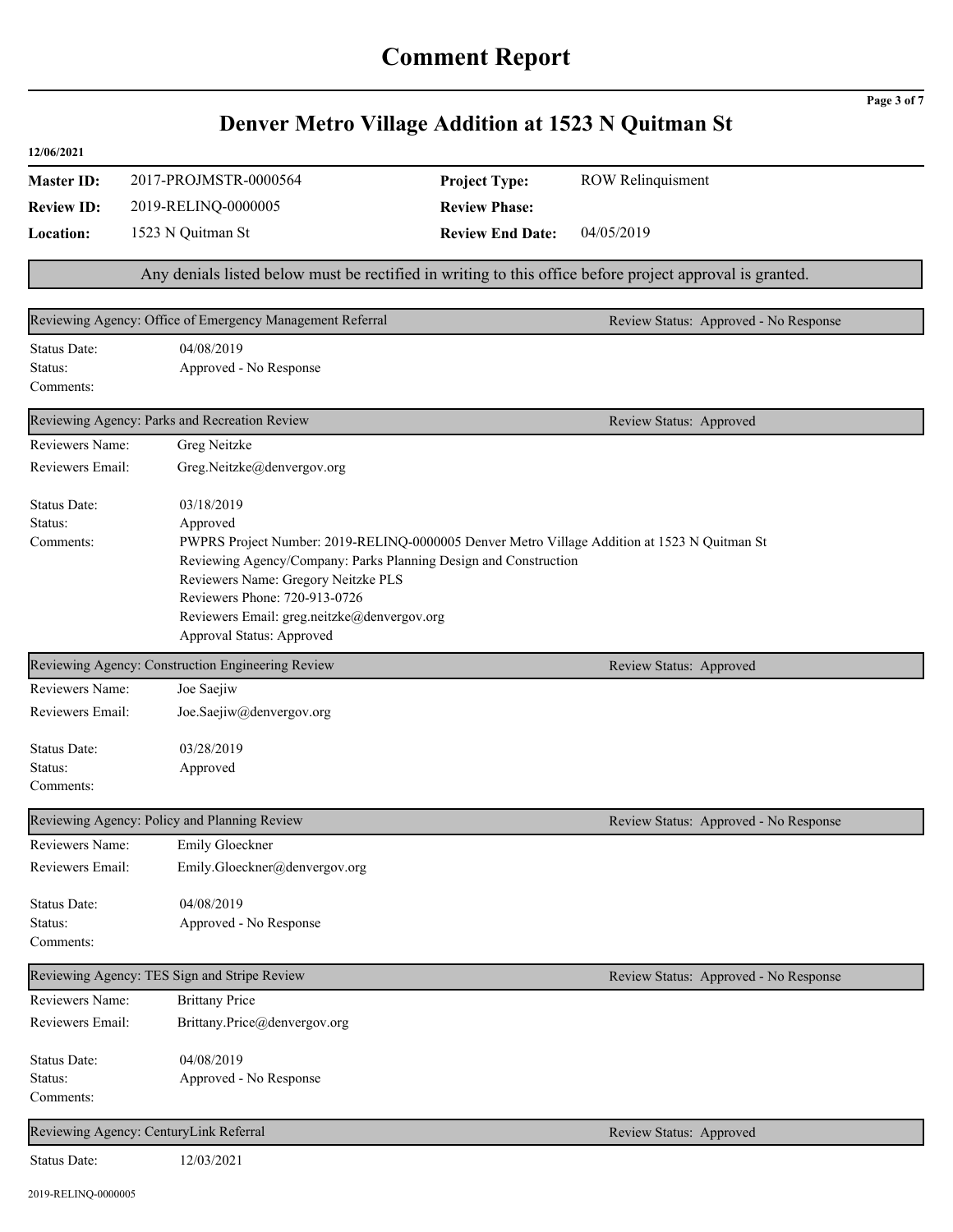# Comment Report

## Denver Metro Village Addition at 1523 N Quitman St

12/06/2021

| | | | |
|---|---|---|---|
| **Master ID:** | 2017-PROJMSTR-0000564 | **Project Type:** | ROW Relinquisment |
| **Review ID:** | 2019-RELINQ-0000005 | **Review Phase:** | |
| **Location:** | 1523 N Quitman St | **Review End Date:** | 04/05/2019 |

Any denials listed below must be rectified in writing to this office before project approval is granted.

---

**Reviewing Agency: Office of Emergency Management Referral** — Review Status: Approved - No Response

Status Date: 04/08/2019
Status: Approved - No Response
Comments:

---

**Reviewing Agency: Parks and Recreation Review** — Review Status: Approved

Reviewers Name: Greg Neitzke
Reviewers Email: Greg.Neitzke@denvergov.org

Status Date: 03/18/2019
Status: Approved
Comments:
PWPRS Project Number: 2019-RELINQ-0000005 Denver Metro Village Addition at 1523 N Quitman St
Reviewing Agency/Company: Parks Planning Design and Construction
Reviewers Name: Gregory Neitzke PLS
Reviewers Phone: 720-913-0726
Reviewers Email: greg.neitzke@denvergov.org
Approval Status: Approved

---

**Reviewing Agency: Construction Engineering Review** — Review Status: Approved

Reviewers Name: Joe Saejiw
Reviewers Email: Joe.Saejiw@denvergov.org

Status Date: 03/28/2019
Status: Approved
Comments:

---

**Reviewing Agency: Policy and Planning Review** — Review Status: Approved - No Response

Reviewers Name: Emily Gloeckner
Reviewers Email: Emily.Gloeckner@denvergov.org

Status Date: 04/08/2019
Status: Approved - No Response
Comments:

---

**Reviewing Agency: TES Sign and Stripe Review** — Review Status: Approved - No Response

Reviewers Name: Brittany Price
Reviewers Email: Brittany.Price@denvergov.org

Status Date: 04/08/2019
Status: Approved - No Response
Comments:

---

**Reviewing Agency: CenturyLink Referral** — Review Status: Approved

Status Date: 12/03/2021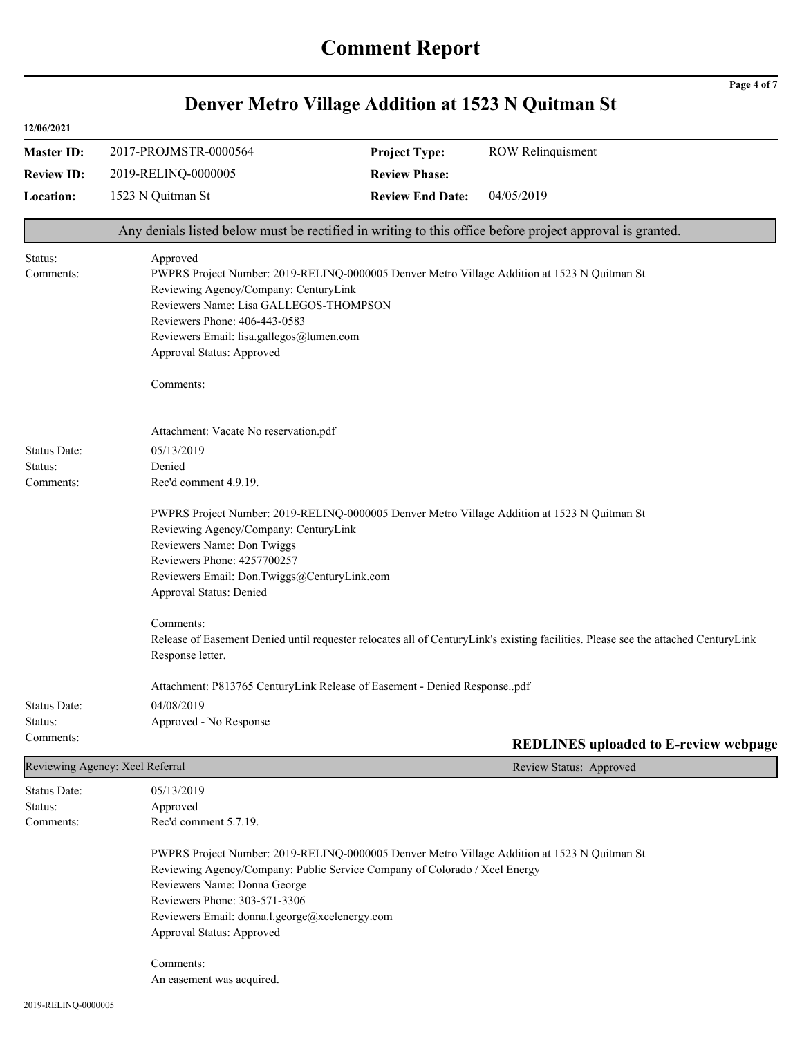# Comment Report

## Denver Metro Village Addition at 1523 N Quitman St

12/06/2021

| | | | |
|---|---|---|---|
| **Master ID:** | 2017-PROJMSTR-0000564 | **Project Type:** | ROW Relinquisment |
| **Review ID:** | 2019-RELINQ-0000005 | **Review Phase:** | |
| **Location:** | 1523 N Quitman St | **Review End Date:** | 04/05/2019 |

Any denials listed below must be rectified in writing to this office before project approval is granted.

Status: Approved

Comments:
PWPRS Project Number: 2019-RELINQ-0000005 Denver Metro Village Addition at 1523 N Quitman St
Reviewing Agency/Company: CenturyLink
Reviewers Name: Lisa GALLEGOS-THOMPSON
Reviewers Phone: 406-443-0583
Reviewers Email: lisa.gallegos@lumen.com
Approval Status: Approved

Comments:

Attachment: Vacate No reservation.pdf

Status Date: 05/13/2019
Status: Denied
Comments: Rec'd comment 4.9.19.

PWPRS Project Number: 2019-RELINQ-0000005 Denver Metro Village Addition at 1523 N Quitman St
Reviewing Agency/Company: CenturyLink
Reviewers Name: Don Twiggs
Reviewers Phone: 4257700257
Reviewers Email: Don.Twiggs@CenturyLink.com
Approval Status: Denied

Comments:
Release of Easement Denied until requester relocates all of CenturyLink's existing facilities. Please see the attached CenturyLink Response letter.

Attachment: P813765 CenturyLink Release of Easement - Denied Response..pdf

Status Date: 04/08/2019
Status: Approved - No Response
Comments:

**REDLINES uploaded to E-review webpage**

Reviewing Agency: Xcel Referral — Review Status: Approved

Status Date: 05/13/2019
Status: Approved
Comments: Rec'd comment 5.7.19.

PWPRS Project Number: 2019-RELINQ-0000005 Denver Metro Village Addition at 1523 N Quitman St
Reviewing Agency/Company: Public Service Company of Colorado / Xcel Energy
Reviewers Name: Donna George
Reviewers Phone: 303-571-3306
Reviewers Email: donna.l.george@xcelenergy.com
Approval Status: Approved

Comments:
An easement was acquired.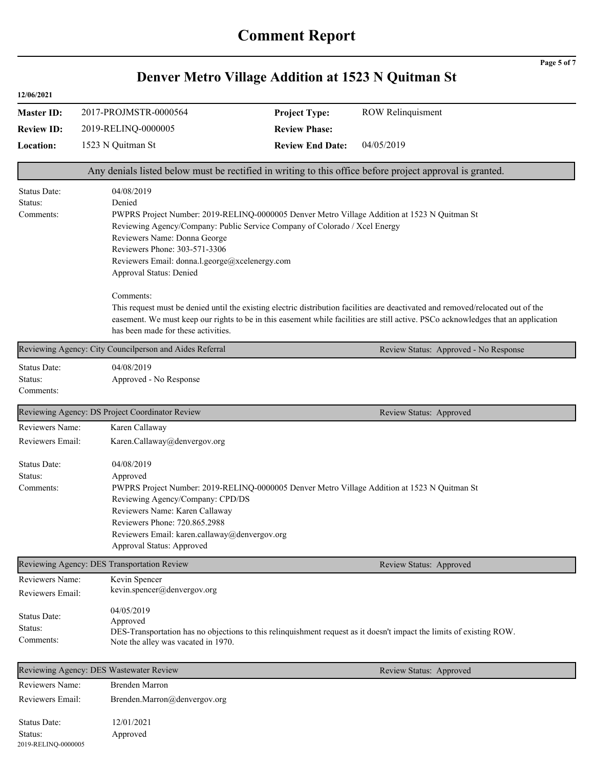# Comment Report

## Denver Metro Village Addition at 1523 N Quitman St

12/06/2021

| | | | |
|---|---|---|---|
| **Master ID:** | 2017-PROJMSTR-0000564 | **Project Type:** | ROW Relinquisment |
| **Review ID:** | 2019-RELINQ-0000005 | **Review Phase:** | |
| **Location:** | 1523 N Quitman St | **Review End Date:** | 04/05/2019 |

Any denials listed below must be rectified in writing to this office before project approval is granted.

Status Date: 04/08/2019
Status: Denied
Comments: PWPRS Project Number: 2019-RELINQ-0000005 Denver Metro Village Addition at 1523 N Quitman St
Reviewing Agency/Company: Public Service Company of Colorado / Xcel Energy
Reviewers Name: Donna George
Reviewers Phone: 303-571-3306
Reviewers Email: donna.l.george@xcelenergy.com
Approval Status: Denied

Comments:
This request must be denied until the existing electric distribution facilities are deactivated and removed/relocated out of the easement. We must keep our rights to be in this easement while facilities are still active. PSCo acknowledges that an application has been made for these activities.

**Reviewing Agency: City Councilperson and Aides Referral** — Review Status: Approved - No Response

Status Date: 04/08/2019
Status: Approved - No Response
Comments:

**Reviewing Agency: DS Project Coordinator Review** — Review Status: Approved

Reviewers Name: Karen Callaway
Reviewers Email: Karen.Callaway@denvergov.org

Status Date: 04/08/2019
Status: Approved
Comments: PWPRS Project Number: 2019-RELINQ-0000005 Denver Metro Village Addition at 1523 N Quitman St
Reviewing Agency/Company: CPD/DS
Reviewers Name: Karen Callaway
Reviewers Phone: 720.865.2988
Reviewers Email: karen.callaway@denvergov.org
Approval Status: Approved

**Reviewing Agency: DES Transportation Review** — Review Status: Approved

Reviewers Name: Kevin Spencer
Reviewers Email: kevin.spencer@denvergov.org

Status Date: 04/05/2019
Status: Approved
Comments: DES-Transportation has no objections to this relinquishment request as it doesn't impact the limits of existing ROW.
Note the alley was vacated in 1970.

**Reviewing Agency: DES Wastewater Review** — Review Status: Approved

Reviewers Name: Brenden Marron
Reviewers Email: Brenden.Marron@denvergov.org

Status Date: 12/01/2021
Status: Approved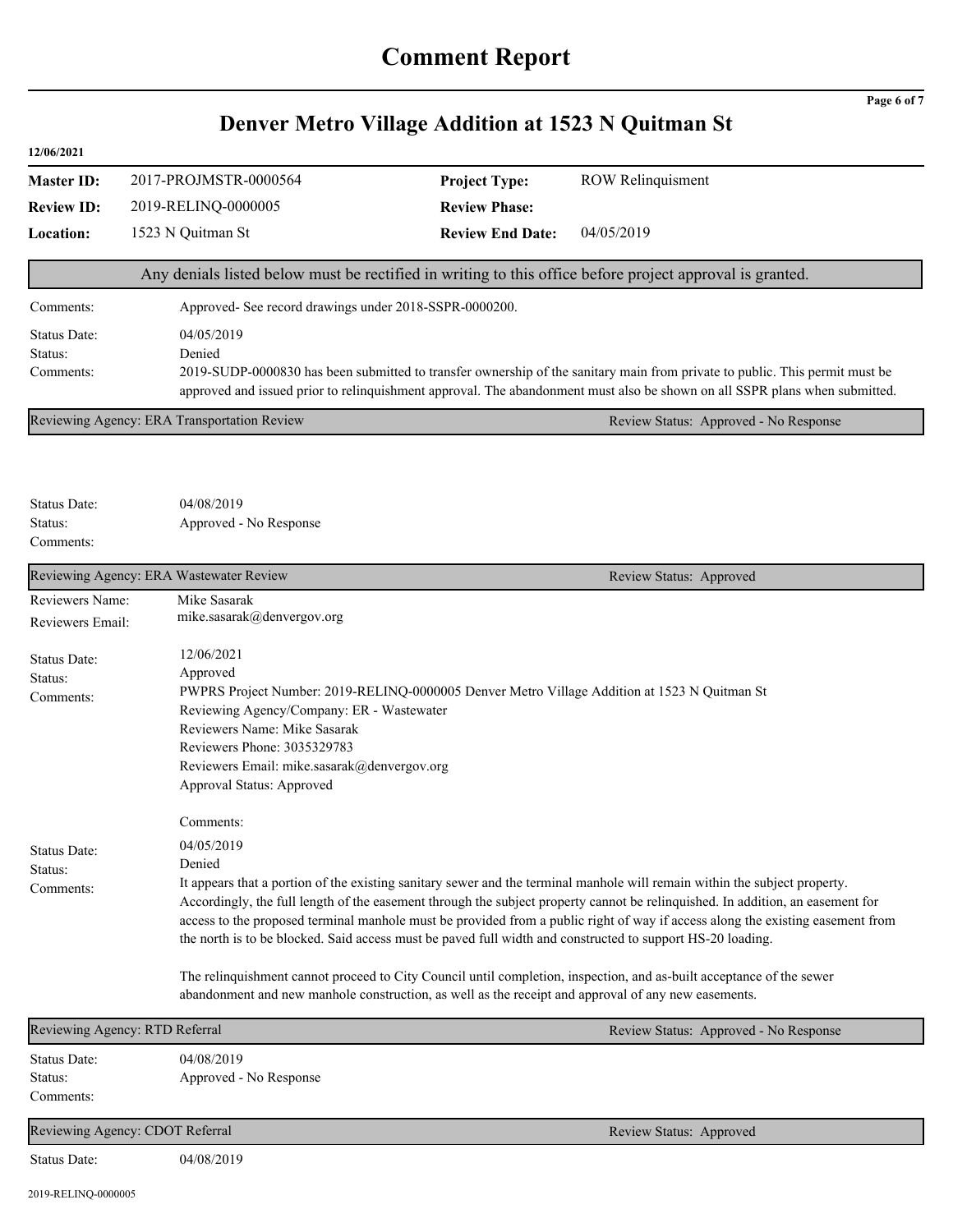# Comment Report

## Denver Metro Village Addition at 1523 N Quitman St

12/06/2021

| | | | |
|---|---|---|---|
| **Master ID:** | 2017-PROJMSTR-0000564 | **Project Type:** | ROW Relinquisment |
| **Review ID:** | 2019-RELINQ-0000005 | **Review Phase:** | |
| **Location:** | 1523 N Quitman St | **Review End Date:** | 04/05/2019 |

Any denials listed below must be rectified in writing to this office before project approval is granted.

Comments: Approved- See record drawings under 2018-SSPR-0000200.

Status Date: 04/05/2019
Status: Denied
Comments: 2019-SUDP-0000830 has been submitted to transfer ownership of the sanitary main from private to public. This permit must be approved and issued prior to relinquishment approval. The abandonment must also be shown on all SSPR plans when submitted.

**Reviewing Agency: ERA Transportation Review** — Review Status: Approved - No Response

Status Date: 04/08/2019
Status: Approved - No Response
Comments:

**Reviewing Agency: ERA Wastewater Review** — Review Status: Approved

Reviewers Name: Mike Sasarak
Reviewers Email: mike.sasarak@denvergov.org

Status Date: 12/06/2021
Status: Approved
Comments: PWPRS Project Number: 2019-RELINQ-0000005 Denver Metro Village Addition at 1523 N Quitman St
Reviewing Agency/Company: ER - Wastewater
Reviewers Name: Mike Sasarak
Reviewers Phone: 3035329783
Reviewers Email: mike.sasarak@denvergov.org
Approval Status: Approved

Comments:

Status Date: 04/05/2019
Status: Denied
Comments: It appears that a portion of the existing sanitary sewer and the terminal manhole will remain within the subject property. Accordingly, the full length of the easement through the subject property cannot be relinquished. In addition, an easement for access to the proposed terminal manhole must be provided from a public right of way if access along the existing easement from the north is to be blocked. Said access must be paved full width and constructed to support HS-20 loading.

The relinquishment cannot proceed to City Council until completion, inspection, and as-built acceptance of the sewer abandonment and new manhole construction, as well as the receipt and approval of any new easements.

**Reviewing Agency: RTD Referral** — Review Status: Approved - No Response

Status Date: 04/08/2019
Status: Approved - No Response
Comments:

**Reviewing Agency: CDOT Referral** — Review Status: Approved

Status Date: 04/08/2019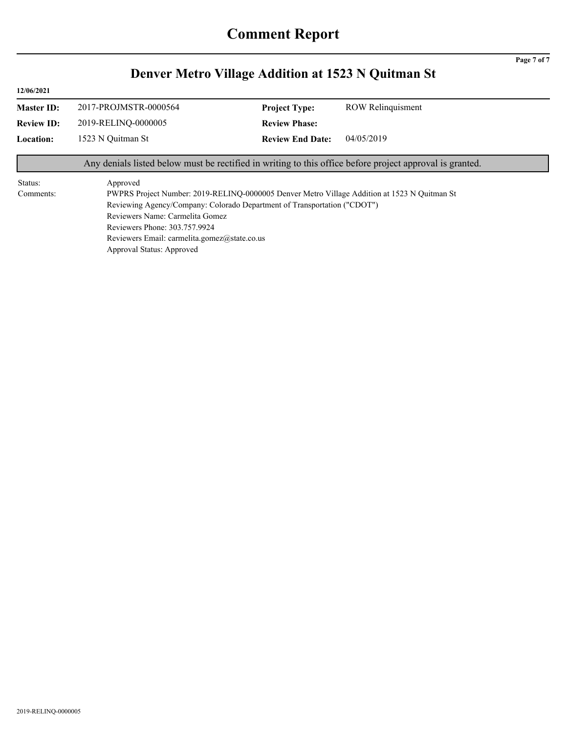# Comment Report

## Denver Metro Village Addition at 1523 N Quitman St

**12/06/2021**

| | | | |
|---|---|---|---|
| **Master ID:** | 2017-PROJMSTR-0000564 | **Project Type:** | ROW Relinquisment |
| **Review ID:** | 2019-RELINQ-0000005 | **Review Phase:** | |
| **Location:** | 1523 N Quitman St | **Review End Date:** | 04/05/2019 |

Any denials listed below must be rectified in writing to this office before project approval is granted.

Status: Approved

Comments:
PWPRS Project Number: 2019-RELINQ-0000005 Denver Metro Village Addition at 1523 N Quitman St
Reviewing Agency/Company: Colorado Department of Transportation ("CDOT")
Reviewers Name: Carmelita Gomez
Reviewers Phone: 303.757.9924
Reviewers Email: carmelita.gomez@state.co.us
Approval Status: Approved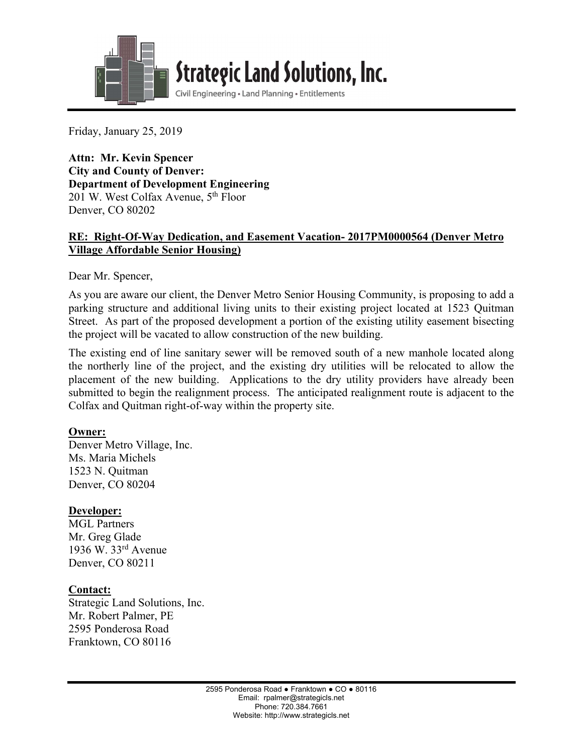Strategic Land Solutions, Inc.

Civil Engineering • Land Planning • Entitlements

Friday, January 25, 2019

**Attn: Mr. Kevin Spencer**
**City and County of Denver:**
**Department of Development Engineering**
201 W. West Colfax Avenue, 5th Floor
Denver, CO 80202

**RE: Right-Of-Way Dedication, and Easement Vacation- 2017PM0000564 (Denver Metro Village Affordable Senior Housing)**

Dear Mr. Spencer,

As you are aware our client, the Denver Metro Senior Housing Community, is proposing to add a parking structure and additional living units to their existing project located at 1523 Quitman Street. As part of the proposed development a portion of the existing utility easement bisecting the project will be vacated to allow construction of the new building.

The existing end of line sanitary sewer will be removed south of a new manhole located along the northerly line of the project, and the existing dry utilities will be relocated to allow the placement of the new building. Applications to the dry utility providers have already been submitted to begin the realignment process. The anticipated realignment route is adjacent to the Colfax and Quitman right-of-way within the property site.

**Owner:**
Denver Metro Village, Inc.
Ms. Maria Michels
1523 N. Quitman
Denver, CO 80204

**Developer:**
MGL Partners
Mr. Greg Glade
1936 W. 33rd Avenue
Denver, CO 80211

**Contact:**
Strategic Land Solutions, Inc.
Mr. Robert Palmer, PE
2595 Ponderosa Road
Franktown, CO 80116

2595 Ponderosa Road ● Franktown ● CO ● 80116
Email: rpalmer@strategicls.net
Phone: 720.384.7661
Website: http://www.strategicls.net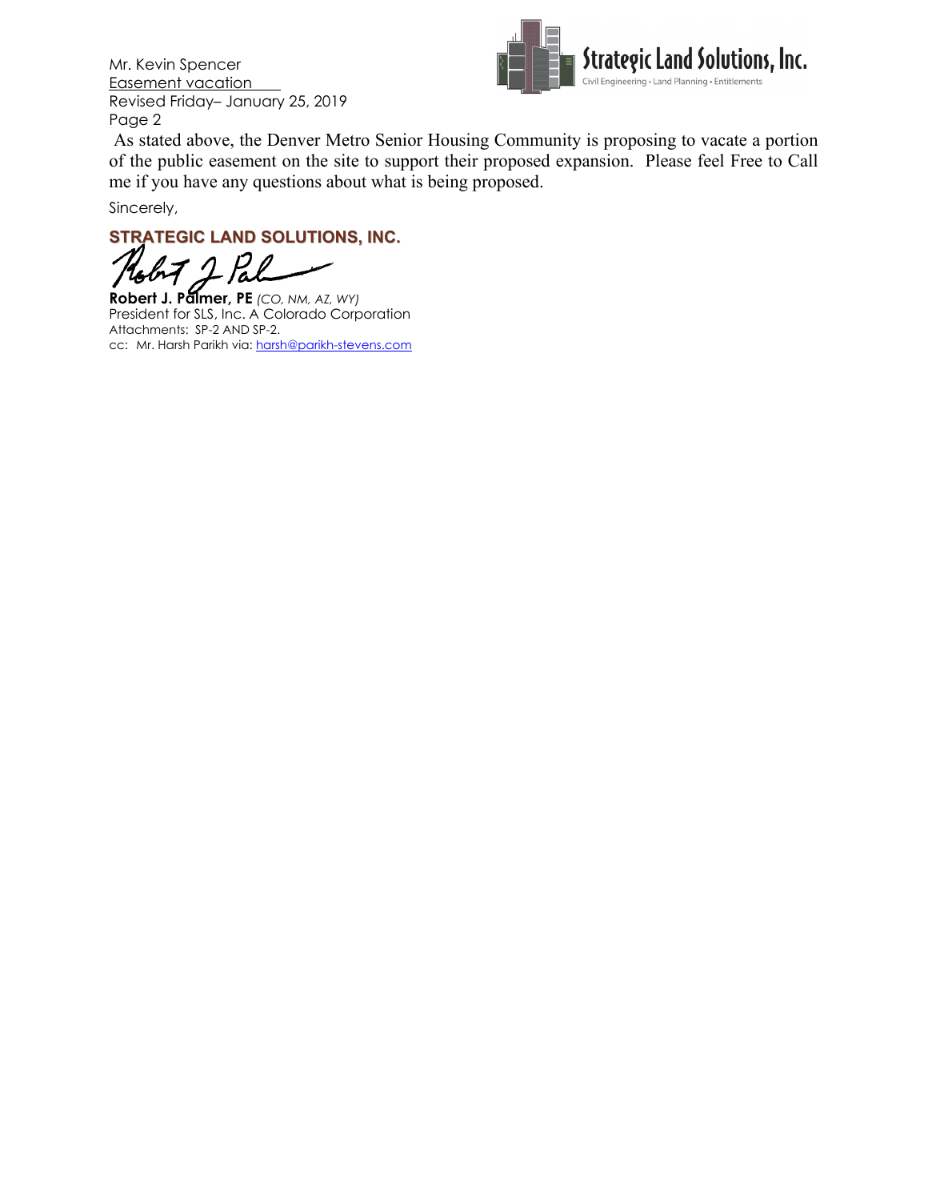As stated above, the Denver Metro Senior Housing Community is proposing to vacate a portion of the public easement on the site to support their proposed expansion. Please feel Free to Call me if you have any questions about what is being proposed.

Sincerely,

**STRATEGIC LAND SOLUTIONS, INC.**

**Robert J. Palmer, PE** *(CO, NM, AZ, WY)*
President for SLS, Inc. A Colorado Corporation
Attachments: SP-2 AND SP-2.
cc: Mr. Harsh Parikh via: harsh@parikh-stevens.com